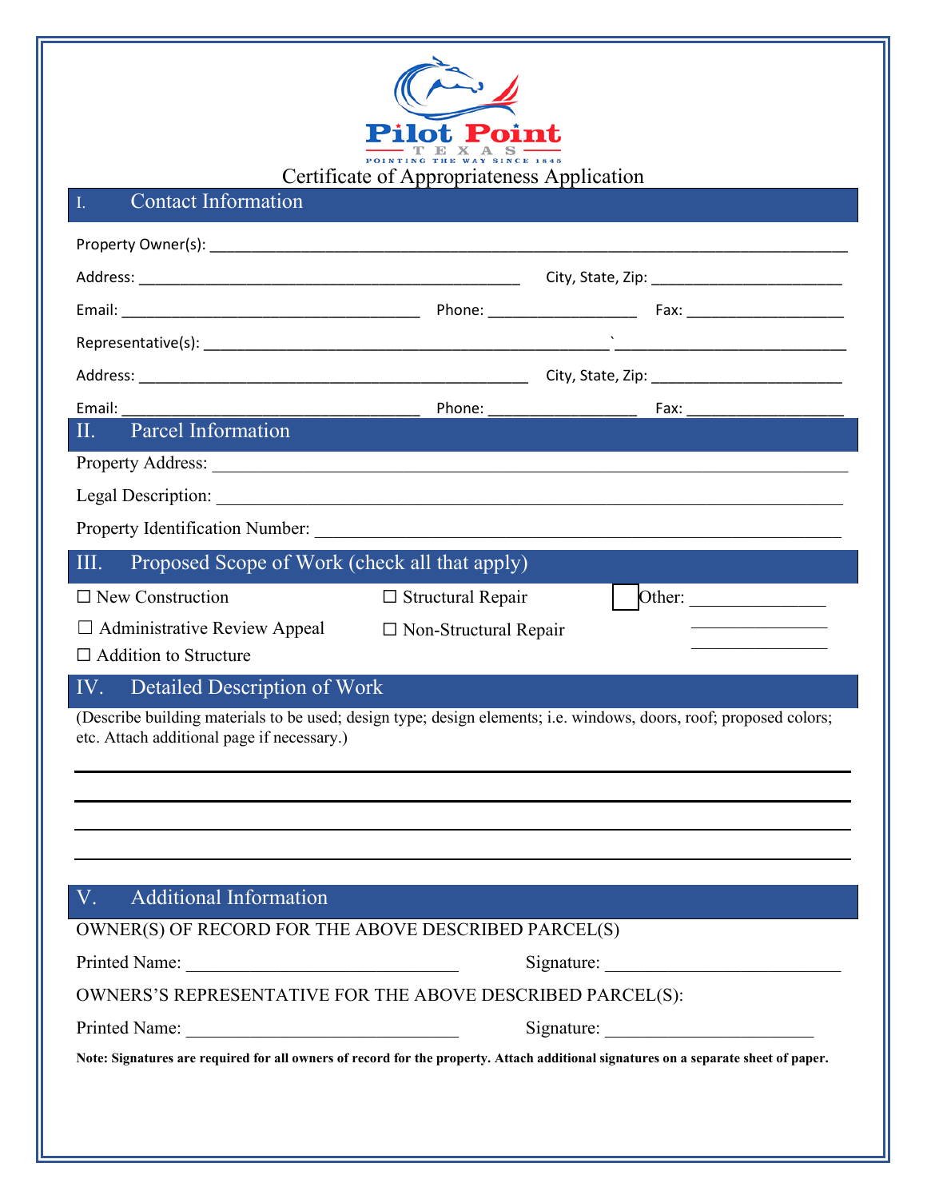Pilot Point
TEXAS
POINTING THE WAY SINCE 1845

# Certificate of Appropriateness Application

## I. Contact Information

Property Owner(s): ______________________________________________________________

Address: ________________________________________ City, State, Zip: ____________________

Email: ________________________________ Phone: ________________ Fax: __________________

Representative(s): ____________________________________________ ` ________________________

Address: ________________________________________ City, State, Zip: ____________________

Email: ________________________________ Phone: ________________ Fax: __________________

## II. Parcel Information

Property Address: ______________________________________________________________

Legal Description: ______________________________________________________________

Property Identification Number: __________________________________________________

## III. Proposed Scope of Work (check all that apply)

☐ New Construction  ☐ Structural Repair  ☐ Other: ________________

☐ Administrative Review Appeal  ☐ Non-Structural Repair  ________________

☐ Addition to Structure  ________________

## IV. Detailed Description of Work

(Describe building materials to be used; design type; design elements; i.e. windows, doors, roof; proposed colors; etc. Attach additional page if necessary.)

______________________________________________________________________________

______________________________________________________________________________

______________________________________________________________________________

______________________________________________________________________________

## V. Additional Information

OWNER(S) OF RECORD FOR THE ABOVE DESCRIBED PARCEL(S)

Printed Name: ____________________________ Signature: ____________________________

OWNERS'S REPRESENTATIVE FOR THE ABOVE DESCRIBED PARCEL(S):

Printed Name: ____________________________ Signature: ____________________________

**Note: Signatures are required for all owners of record for the property. Attach additional signatures on a separate sheet of paper.**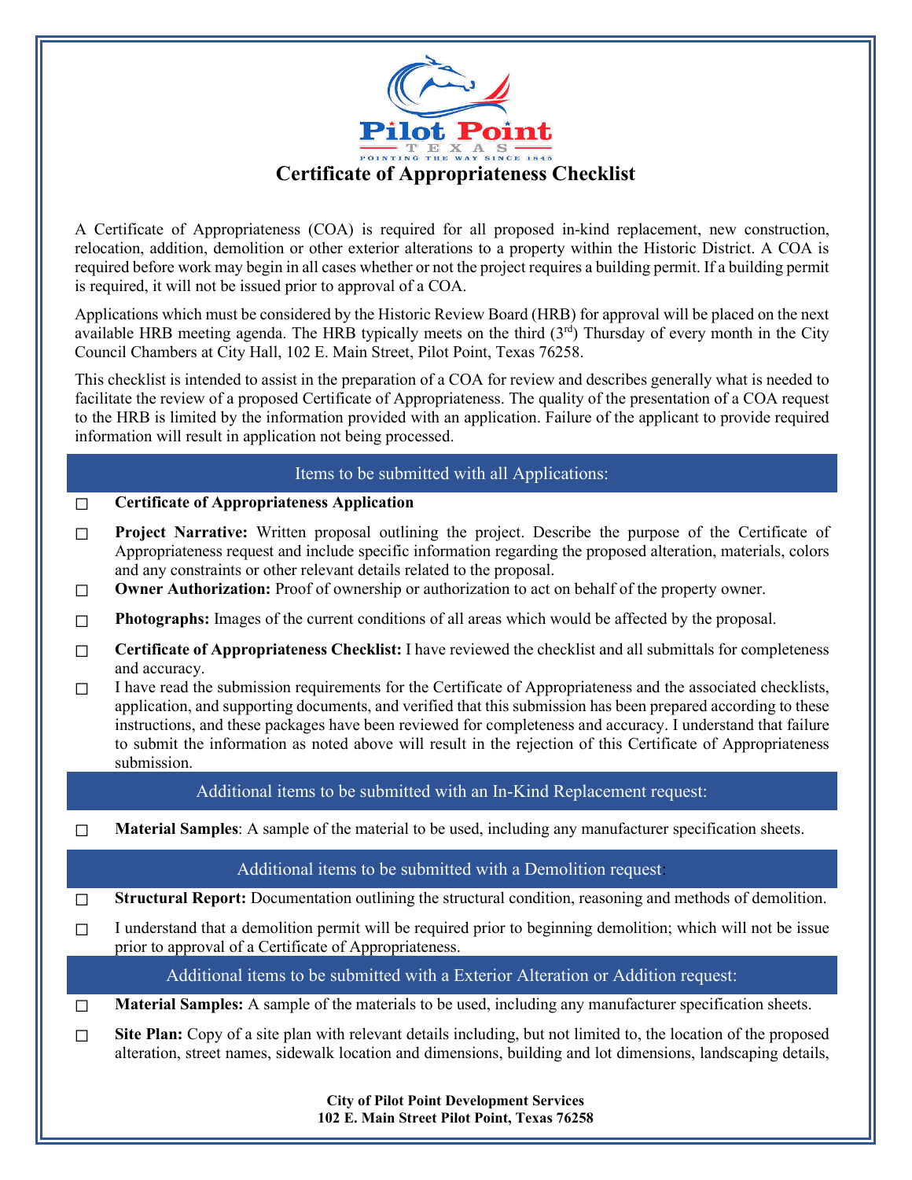# Certificate of Appropriateness Checklist

A Certificate of Appropriateness (COA) is required for all proposed in-kind replacement, new construction, relocation, addition, demolition or other exterior alterations to a property within the Historic District. A COA is required before work may begin in all cases whether or not the project requires a building permit. If a building permit is required, it will not be issued prior to approval of a COA.

Applications which must be considered by the Historic Review Board (HRB) for approval will be placed on the next available HRB meeting agenda. The HRB typically meets on the third (3rd) Thursday of every month in the City Council Chambers at City Hall, 102 E. Main Street, Pilot Point, Texas 76258.

This checklist is intended to assist in the preparation of a COA for review and describes generally what is needed to facilitate the review of a proposed Certificate of Appropriateness. The quality of the presentation of a COA request to the HRB is limited by the information provided with an application. Failure of the applicant to provide required information will result in application not being processed.

## Items to be submitted with all Applications:

- ☐ **Certificate of Appropriateness Application**
- ☐ **Project Narrative:** Written proposal outlining the project. Describe the purpose of the Certificate of Appropriateness request and include specific information regarding the proposed alteration, materials, colors and any constraints or other relevant details related to the proposal.
- ☐ **Owner Authorization:** Proof of ownership or authorization to act on behalf of the property owner.
- ☐ **Photographs:** Images of the current conditions of all areas which would be affected by the proposal.
- ☐ **Certificate of Appropriateness Checklist:** I have reviewed the checklist and all submittals for completeness and accuracy.
- ☐ I have read the submission requirements for the Certificate of Appropriateness and the associated checklists, application, and supporting documents, and verified that this submission has been prepared according to these instructions, and these packages have been reviewed for completeness and accuracy. I understand that failure to submit the information as noted above will result in the rejection of this Certificate of Appropriateness submission.

## Additional items to be submitted with an In-Kind Replacement request:

- ☐ **Material Samples**: A sample of the material to be used, including any manufacturer specification sheets.

## Additional items to be submitted with a Demolition request:

- ☐ **Structural Report:** Documentation outlining the structural condition, reasoning and methods of demolition.
- ☐ I understand that a demolition permit will be required prior to beginning demolition; which will not be issue prior to approval of a Certificate of Appropriateness.

## Additional items to be submitted with a Exterior Alteration or Addition request:

- ☐ **Material Samples:** A sample of the materials to be used, including any manufacturer specification sheets.
- ☐ **Site Plan:** Copy of a site plan with relevant details including, but not limited to, the location of the proposed alteration, street names, sidewalk location and dimensions, building and lot dimensions, landscaping details,

**City of Pilot Point Development Services**
**102 E. Main Street Pilot Point, Texas 76258**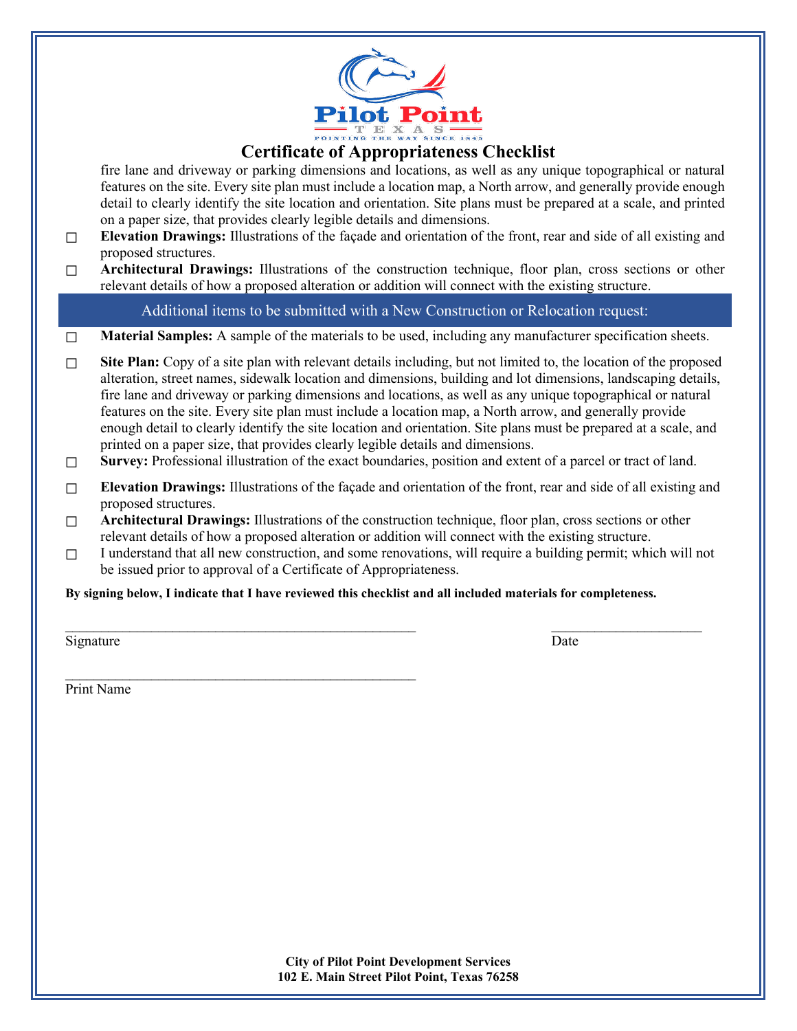# Certificate of Appropriateness Checklist

fire lane and driveway or parking dimensions and locations, as well as any unique topographical or natural features on the site. Every site plan must include a location map, a North arrow, and generally provide enough detail to clearly identify the site location and orientation. Site plans must be prepared at a scale, and printed on a paper size, that provides clearly legible details and dimensions.

☐ **Elevation Drawings:** Illustrations of the façade and orientation of the front, rear and side of all existing and proposed structures.

☐ **Architectural Drawings:** Illustrations of the construction technique, floor plan, cross sections or other relevant details of how a proposed alteration or addition will connect with the existing structure.

## Additional items to be submitted with a New Construction or Relocation request:

☐ **Material Samples:** A sample of the materials to be used, including any manufacturer specification sheets.

☐ **Site Plan:** Copy of a site plan with relevant details including, but not limited to, the location of the proposed alteration, street names, sidewalk location and dimensions, building and lot dimensions, landscaping details, fire lane and driveway or parking dimensions and locations, as well as any unique topographical or natural features on the site. Every site plan must include a location map, a North arrow, and generally provide enough detail to clearly identify the site location and orientation. Site plans must be prepared at a scale, and printed on a paper size, that provides clearly legible details and dimensions.

☐ **Survey:** Professional illustration of the exact boundaries, position and extent of a parcel or tract of land.

☐ **Elevation Drawings:** Illustrations of the façade and orientation of the front, rear and side of all existing and proposed structures.

☐ **Architectural Drawings:** Illustrations of the construction technique, floor plan, cross sections or other relevant details of how a proposed alteration or addition will connect with the existing structure.

☐ I understand that all new construction, and some renovations, will require a building permit; which will not be issued prior to approval of a Certificate of Appropriateness.

**By signing below, I indicate that I have reviewed this checklist and all included materials for completeness.**

_______________________________________________ &nbsp;&nbsp;&nbsp;&nbsp; ____________________

Signature &nbsp;&nbsp;&nbsp;&nbsp; Date

_______________________________________________

Print Name

**City of Pilot Point Development Services**
**102 E. Main Street Pilot Point, Texas 76258**